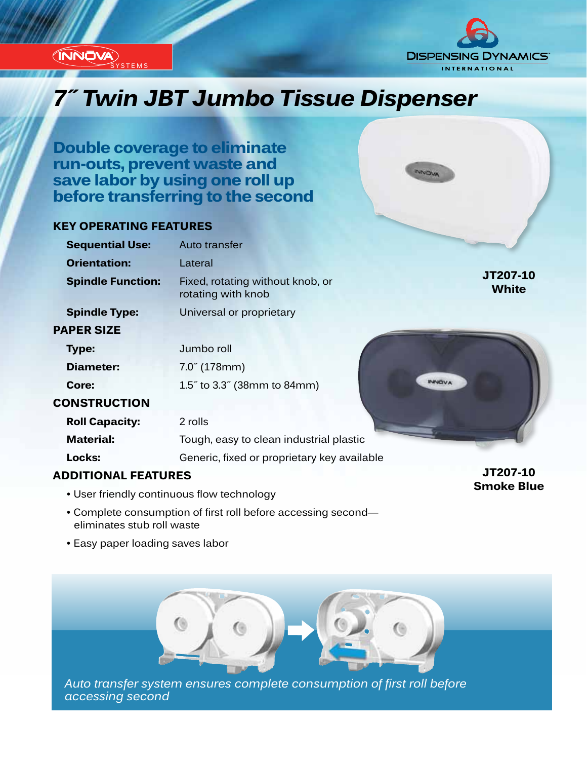INNOVA SYSTEMS

DISPENSING DYNAMICS INTERNATIONAL

# 7˝ Twin JBT Jumbo Tissue Dispenser

## Double coverage to eliminate run-outs, prevent waste and save labor by using one roll up before transferring to the second

### KEY OPERATING FEATURES

| | |
|---|---|
| **Sequential Use:** | Auto transfer |
| **Orientation:** | Lateral |
| **Spindle Function:** | Fixed, rotating without knob, or rotating with knob |
| **Spindle Type:** | Universal or proprietary |

### PAPER SIZE

| | |
|---|---|
| **Type:** | Jumbo roll |
| **Diameter:** | 7.0˝ (178mm) |
| **Core:** | 1.5˝ to 3.3˝ (38mm to 84mm) |

### CONSTRUCTION

| | |
|---|---|
| **Roll Capacity:** | 2 rolls |
| **Material:** | Tough, easy to clean industrial plastic |
| **Locks:** | Generic, fixed or proprietary key available |

### ADDITIONAL FEATURES

- User friendly continuous flow technology
- Complete consumption of first roll before accessing second—eliminates stub roll waste
- Easy paper loading saves labor

**JT207-10 White**

**JT207-10 Smoke Blue**

*Auto transfer system ensures complete consumption of first roll before accessing second*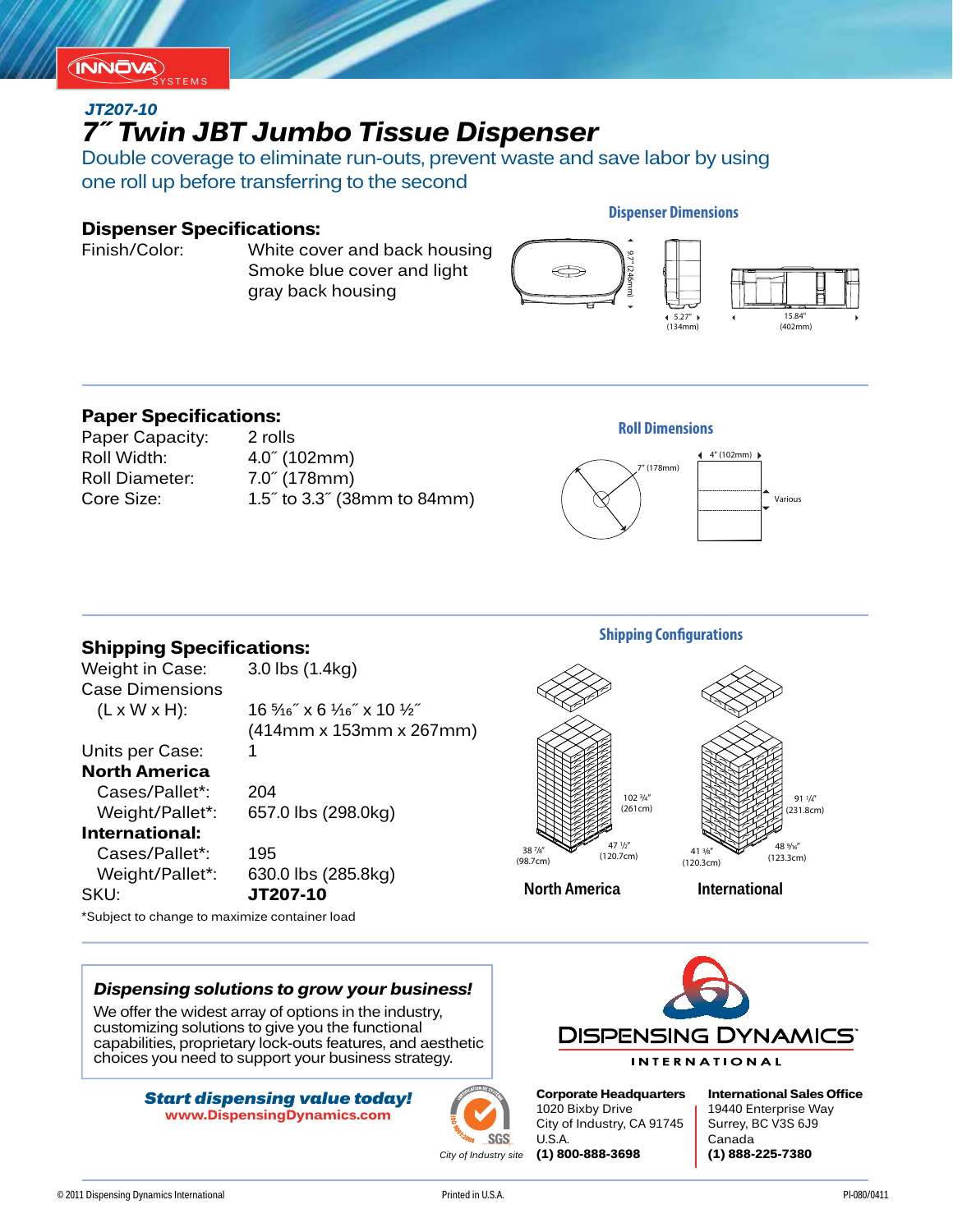INNOVA SYSTEMS

*JT207-10*

# *7˝ Twin JBT Jumbo Tissue Dispenser*

Double coverage to eliminate run-outs, prevent waste and save labor by using one roll up before transferring to the second

## Dispenser Specifications:

| | |
|---|---|
| Finish/Color: | White cover and back housing<br>Smoke blue cover and light gray back housing |

**Dispenser Dimensions**

9.7" (246mm)

5.27" (134mm)

15.84" (402mm)

## Paper Specifications:

| | |
|---|---|
| Paper Capacity: | 2 rolls |
| Roll Width: | 4.0˝ (102mm) |
| Roll Diameter: | 7.0˝ (178mm) |
| Core Size: | 1.5˝ to 3.3˝ (38mm to 84mm) |

**Roll Dimensions**

7" (178mm)

4" (102mm)

Various

## Shipping Specifications:

| | |
|---|---|
| Weight in Case: | 3.0 lbs (1.4kg) |
| Case Dimensions (L x W x H): | 16 5⁄16˝ x 6 1⁄16˝ x 10 ½˝ (414mm x 153mm x 267mm) |
| Units per Case: | 1 |
| **North America** | |
| Cases/Pallet*: | 204 |
| Weight/Pallet*: | 657.0 lbs (298.0kg) |
| **International:** | |
| Cases/Pallet*: | 195 |
| Weight/Pallet*: | 630.0 lbs (285.8kg) |
| SKU: | **JT207-10** |

*Subject to change to maximize container load

**Shipping Configurations**

102 ¾" (261cm)

38 7⁄8" (98.7cm)

47 ½" (120.7cm)

**North America**

91 ¼" (231.8cm)

41 3⁄8" (120.3cm)

48 9⁄16" (123.3cm)

**International**

***Dispensing solutions to grow your business!***

We offer the widest array of options in the industry, customizing solutions to give you the functional capabilities, proprietary lock-outs features, and aesthetic choices you need to support your business strategy.

***Start dispensing value today!***

**www.DispensingDynamics.com**

*City of Industry site*

DISPENSING DYNAMICS INTERNATIONAL

**Corporate Headquarters**
1020 Bixby Drive
City of Industry, CA 91745
U.S.A.
**(1) 800-888-3698**

**International Sales Office**
19440 Enterprise Way
Surrey, BC V3S 6J9
Canada
**(1) 888-225-7380**

© 2011 Dispensing Dynamics International

Printed in U.S.A.

PI-080/0411